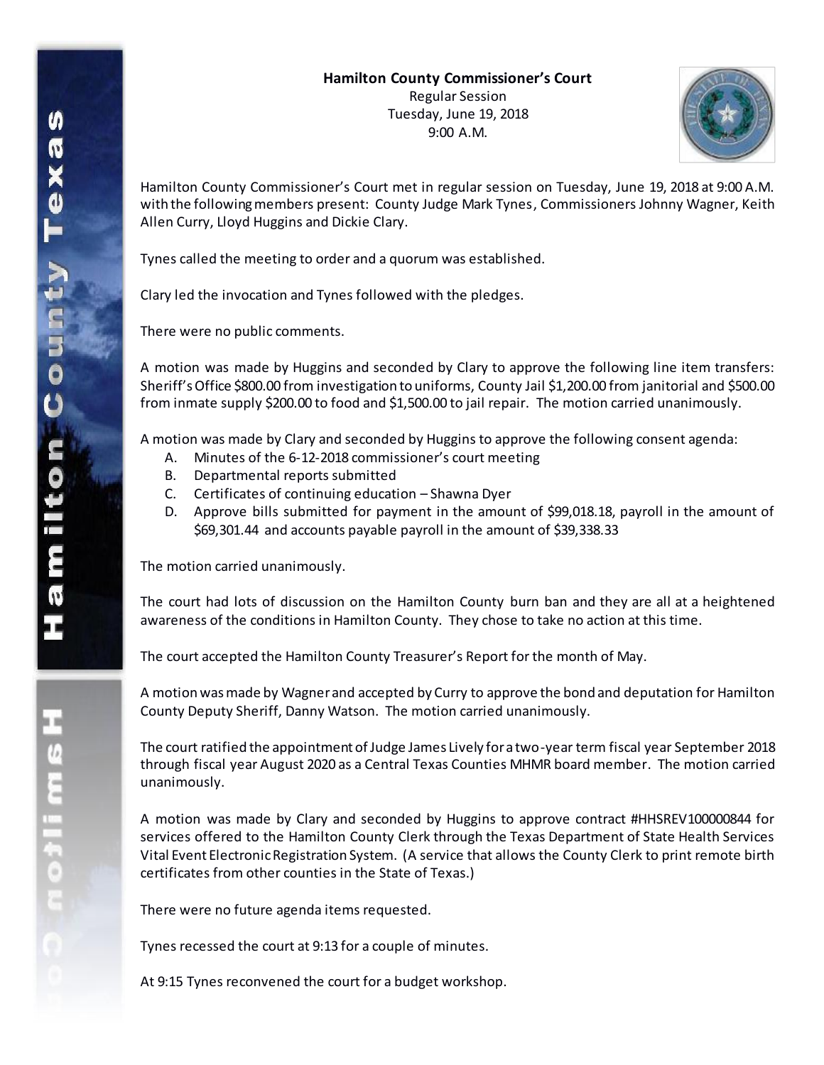**Hamilton County Commissioner's Court**
Regular Session
Tuesday, June 19, 2018
9:00 A.M.

Hamilton County Commissioner's Court met in regular session on Tuesday, June 19, 2018 at 9:00 A.M. with the following members present: County Judge Mark Tynes, Commissioners Johnny Wagner, Keith Allen Curry, Lloyd Huggins and Dickie Clary.

Tynes called the meeting to order and a quorum was established.

Clary led the invocation and Tynes followed with the pledges.

There were no public comments.

A motion was made by Huggins and seconded by Clary to approve the following line item transfers: Sheriff's Office $800.00 from investigation to uniforms, County Jail $1,200.00 from janitorial and $500.00 from inmate supply $200.00 to food and $1,500.00 to jail repair. The motion carried unanimously.

A motion was made by Clary and seconded by Huggins to approve the following consent agenda:

A. Minutes of the 6-12-2018 commissioner's court meeting
B. Departmental reports submitted
C. Certificates of continuing education – Shawna Dyer
D. Approve bills submitted for payment in the amount of $99,018.18, payroll in the amount of $69,301.44 and accounts payable payroll in the amount of $39,338.33

The motion carried unanimously.

The court had lots of discussion on the Hamilton County burn ban and they are all at a heightened awareness of the conditions in Hamilton County. They chose to take no action at this time.

The court accepted the Hamilton County Treasurer's Report for the month of May.

A motion was made by Wagner and accepted by Curry to approve the bond and deputation for Hamilton County Deputy Sheriff, Danny Watson. The motion carried unanimously.

The court ratified the appointment of Judge James Lively for a two-year term fiscal year September 2018 through fiscal year August 2020 as a Central Texas Counties MHMR board member. The motion carried unanimously.

A motion was made by Clary and seconded by Huggins to approve contract #HHSREV100000844 for services offered to the Hamilton County Clerk through the Texas Department of State Health Services Vital Event Electronic Registration System. (A service that allows the County Clerk to print remote birth certificates from other counties in the State of Texas.)

There were no future agenda items requested.

Tynes recessed the court at 9:13 for a couple of minutes.

At 9:15 Tynes reconvened the court for a budget workshop.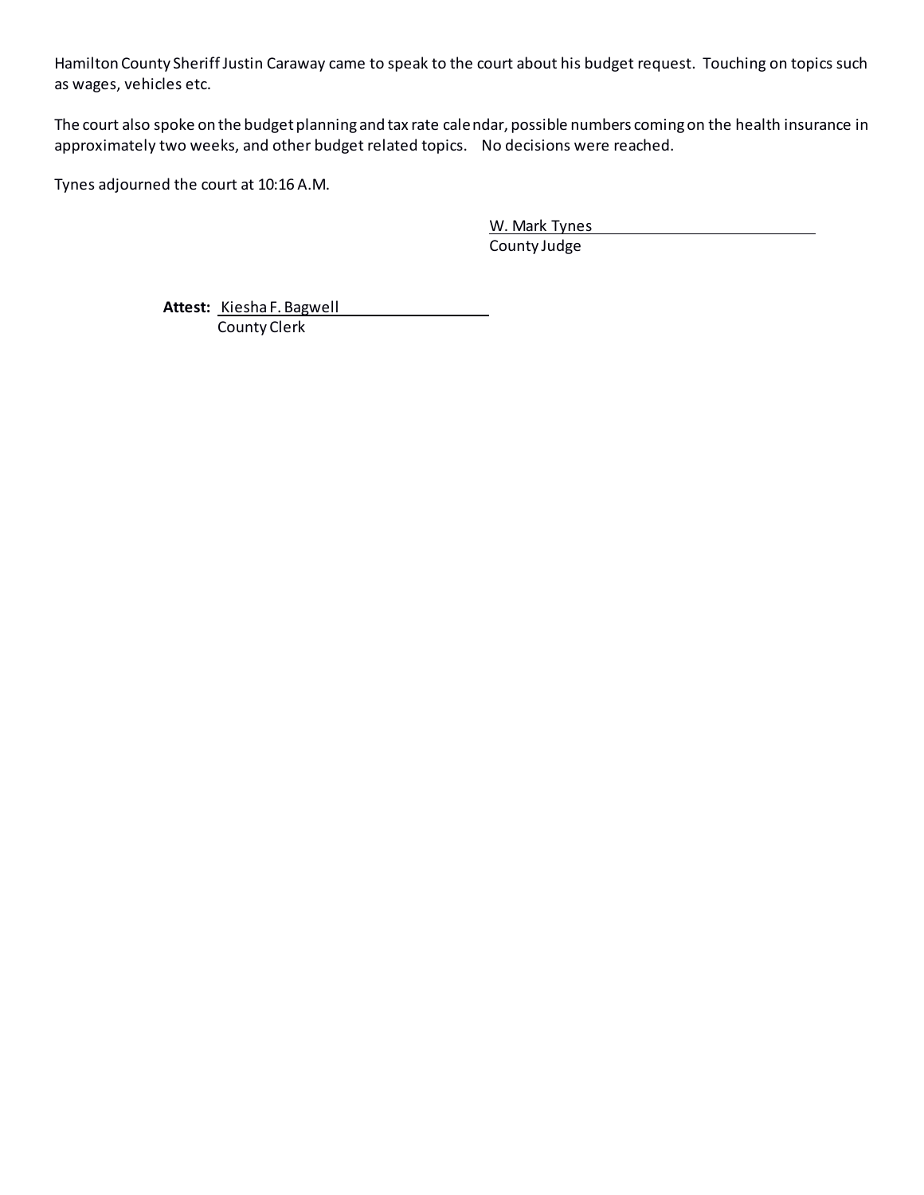Hamilton County Sheriff Justin Caraway came to speak to the court about his budget request. Touching on topics such as wages, vehicles etc.

The court also spoke on the budget planning and tax rate calendar, possible numbers coming on the health insurance in approximately two weeks, and other budget related topics. No decisions were reached.

Tynes adjourned the court at 10:16 A.M.

W. Mark Tynes
County Judge

**Attest:** Kiesha F. Bagwell
County Clerk